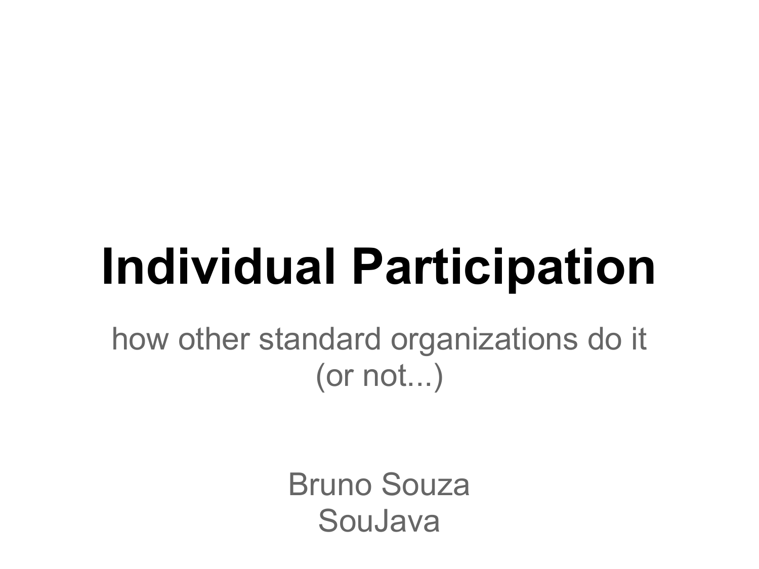# Individual Participation

how other standard organizations do it
(or not...)

Bruno Souza
SouJava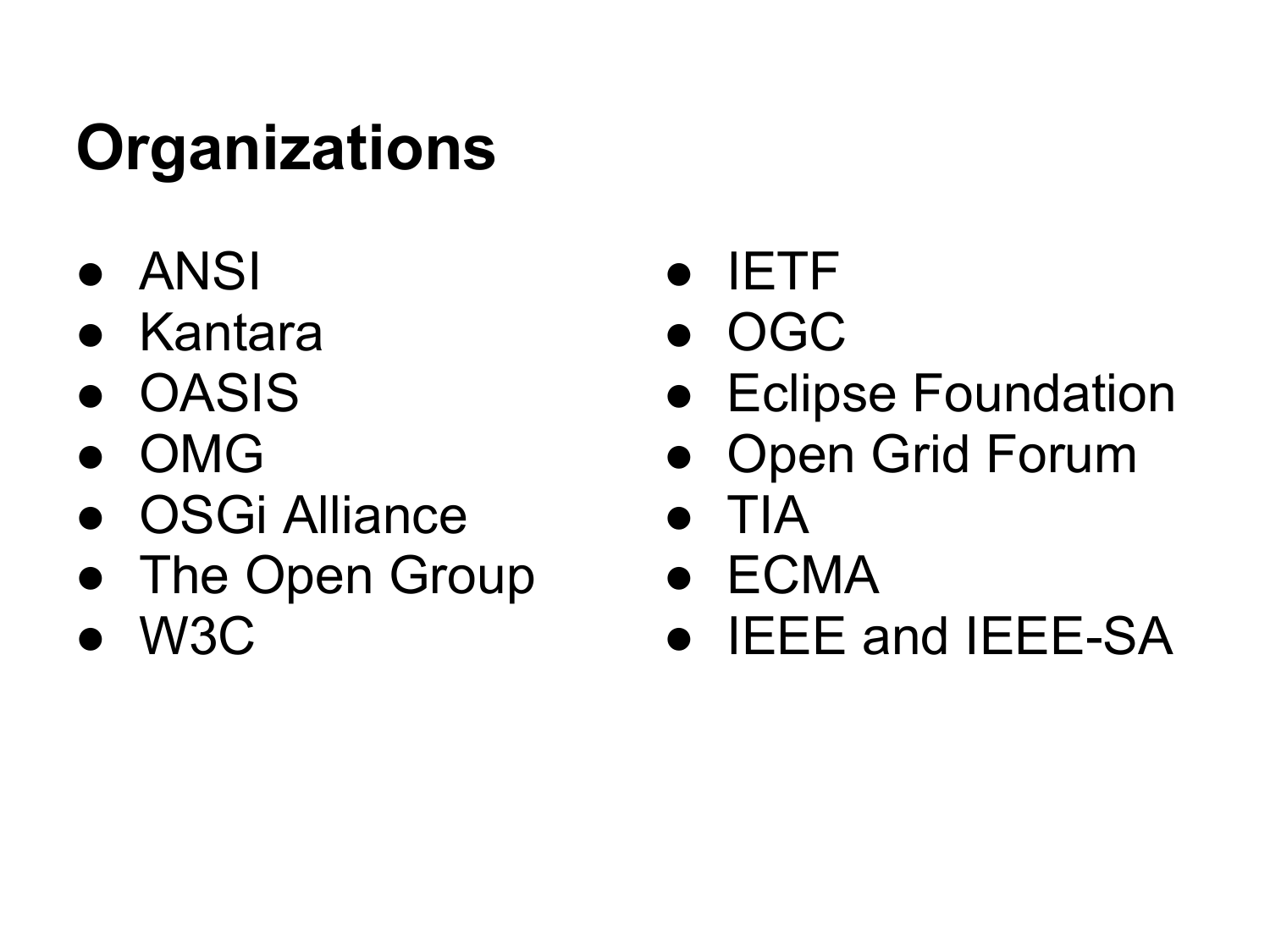# Organizations

- ANSI
- Kantara
- OASIS
- OMG
- OSGi Alliance
- The Open Group
- W3C
- IETF
- OGC
- Eclipse Foundation
- Open Grid Forum
- TIA
- ECMA
- IEEE and IEEE-SA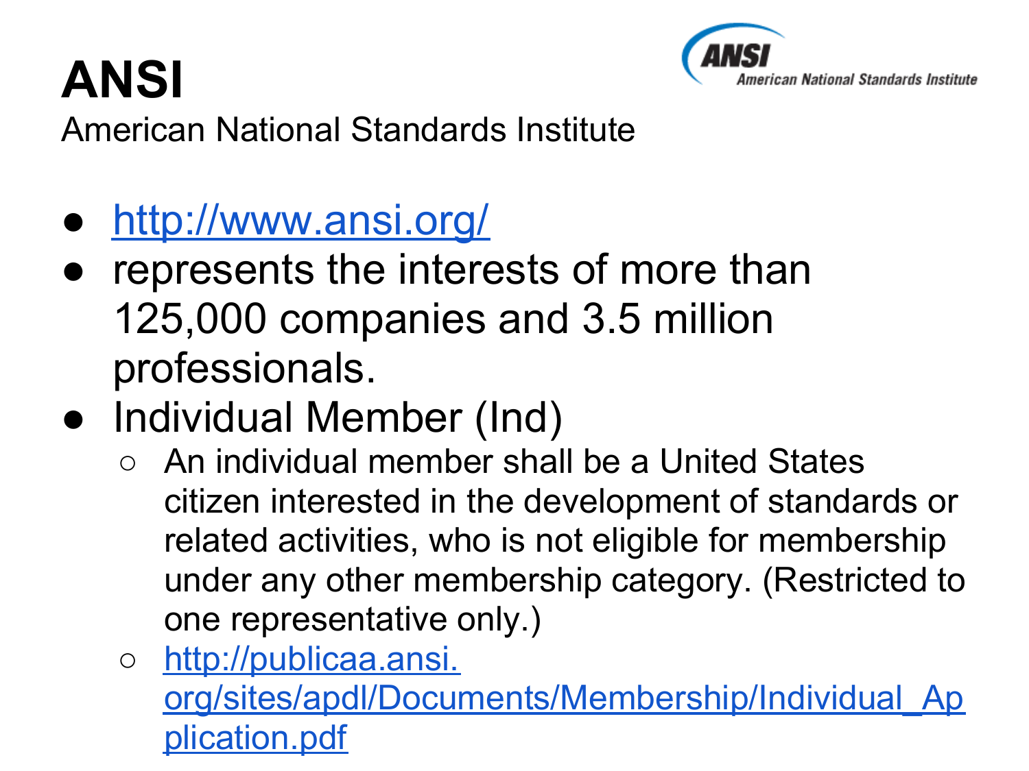# ANSI

American National Standards Institute

- http://www.ansi.org/
- represents the interests of more than 125,000 companies and 3.5 million professionals.
- Individual Member (Ind)
  - An individual member shall be a United States citizen interested in the development of standards or related activities, who is not eligible for membership under any other membership category. (Restricted to one representative only.)
  - http://publicaa.ansi.org/sites/apdl/Documents/Membership/Individual_Application.pdf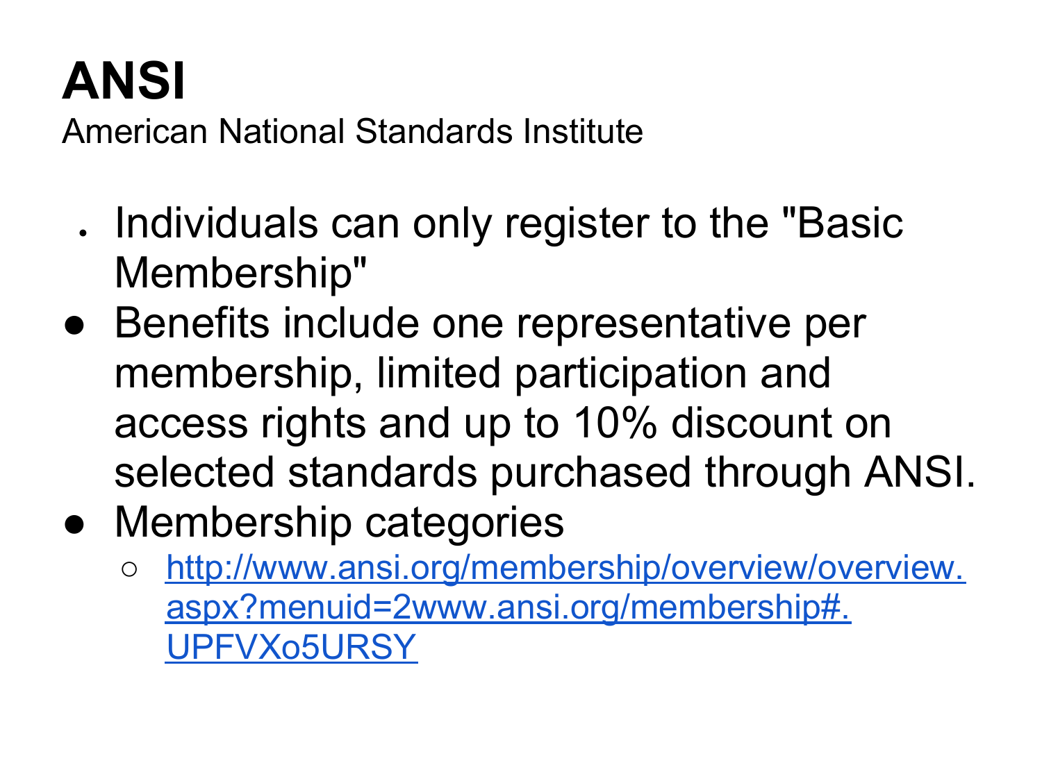# ANSI

American National Standards Institute

- Individuals can only register to the "Basic Membership"
- Benefits include one representative per membership, limited participation and access rights and up to 10% discount on selected standards purchased through ANSI.
- Membership categories
  - http://www.ansi.org/membership/overview/overview.aspx?menuid=2www.ansi.org/membership#.UPFVXo5URSY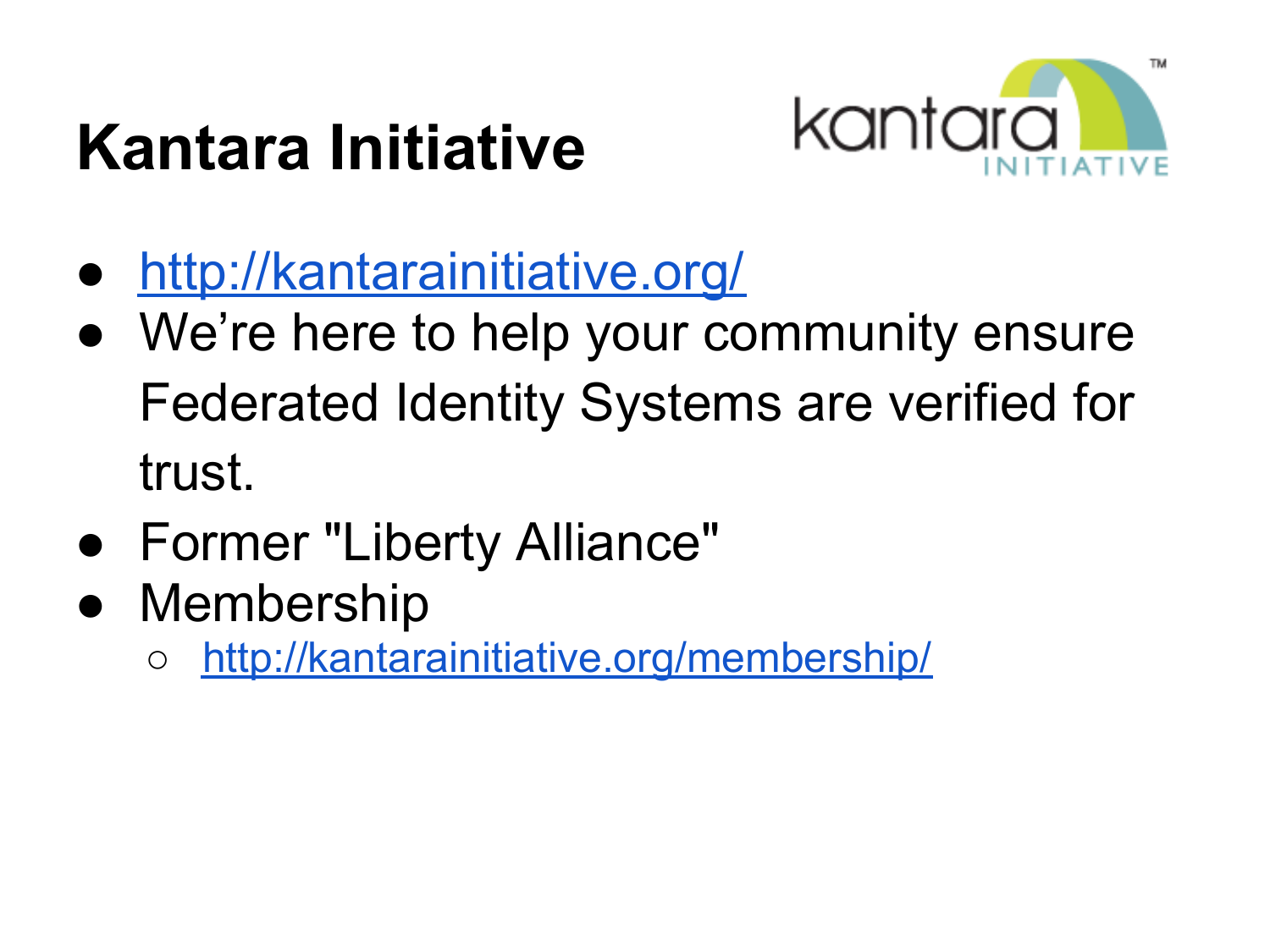# Kantara Initiative

- http://kantarainitiative.org/
- We're here to help your community ensure Federated Identity Systems are verified for trust.
- Former "Liberty Alliance"
- Membership
  - http://kantarainitiative.org/membership/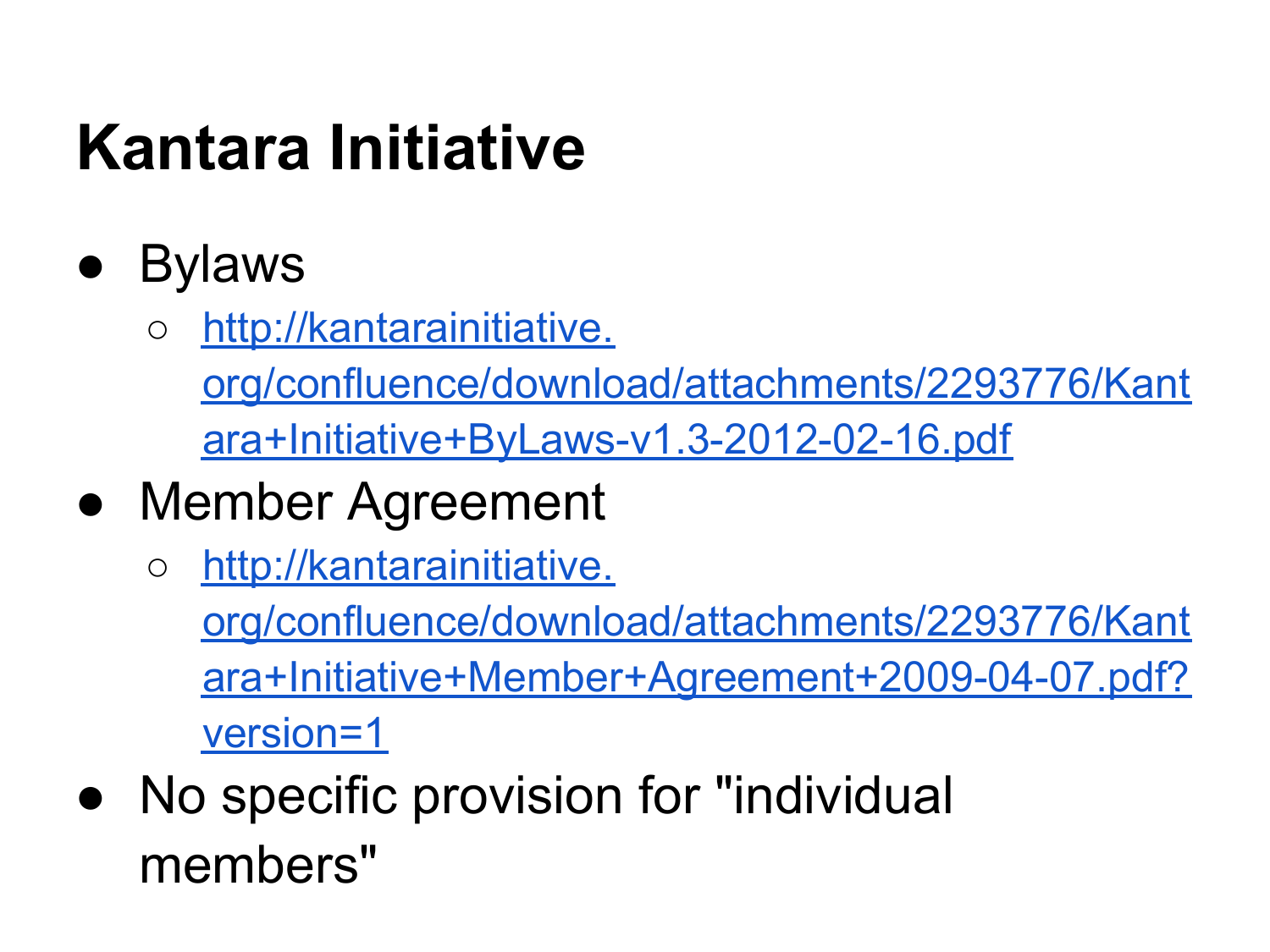# Kantara Initiative

- Bylaws
  - http://kantarainitiative.org/confluence/download/attachments/2293776/Kantara+Initiative+ByLaws-v1.3-2012-02-16.pdf
- Member Agreement
  - http://kantarainitiative.org/confluence/download/attachments/2293776/Kantara+Initiative+Member+Agreement+2009-04-07.pdf?version=1
- No specific provision for "individual members"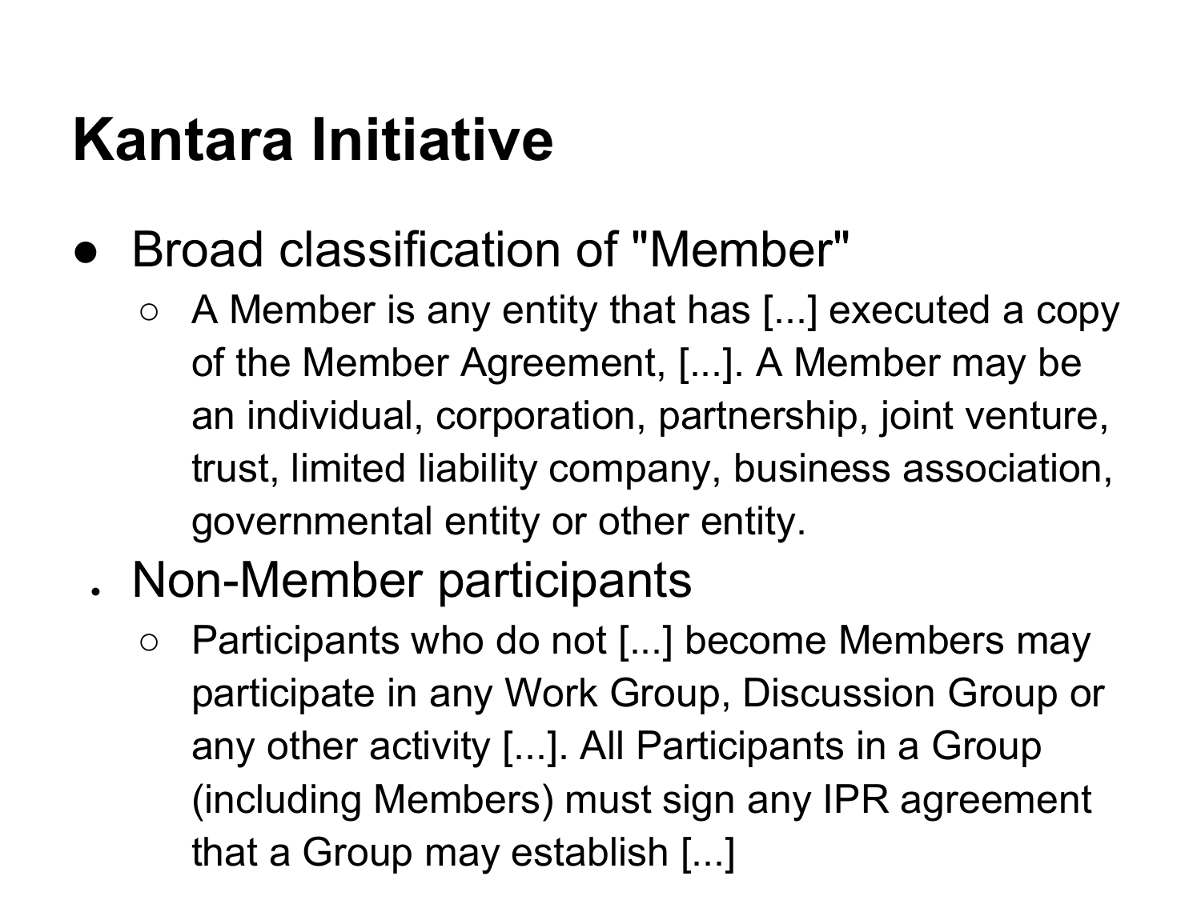# Kantara Initiative

- Broad classification of "Member"
  - A Member is any entity that has [...] executed a copy of the Member Agreement, [...]. A Member may be an individual, corporation, partnership, joint venture, trust, limited liability company, business association, governmental entity or other entity.
- Non-Member participants
  - Participants who do not [...] become Members may participate in any Work Group, Discussion Group or any other activity [...]. All Participants in a Group (including Members) must sign any IPR agreement that a Group may establish [...]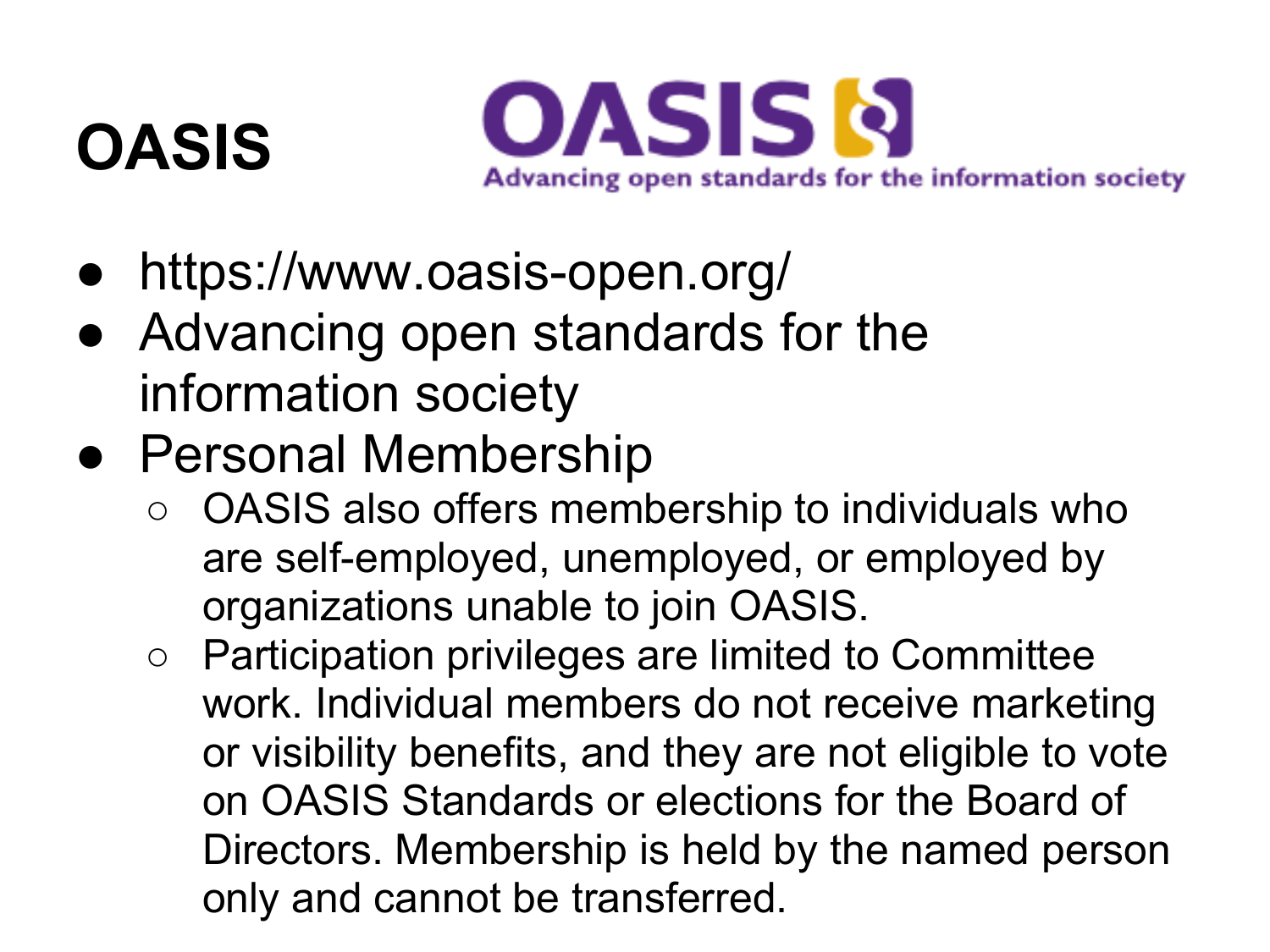# OASIS

- https://www.oasis-open.org/
- Advancing open standards for the information society
- Personal Membership
  - OASIS also offers membership to individuals who are self-employed, unemployed, or employed by organizations unable to join OASIS.
  - Participation privileges are limited to Committee work. Individual members do not receive marketing or visibility benefits, and they are not eligible to vote on OASIS Standards or elections for the Board of Directors. Membership is held by the named person only and cannot be transferred.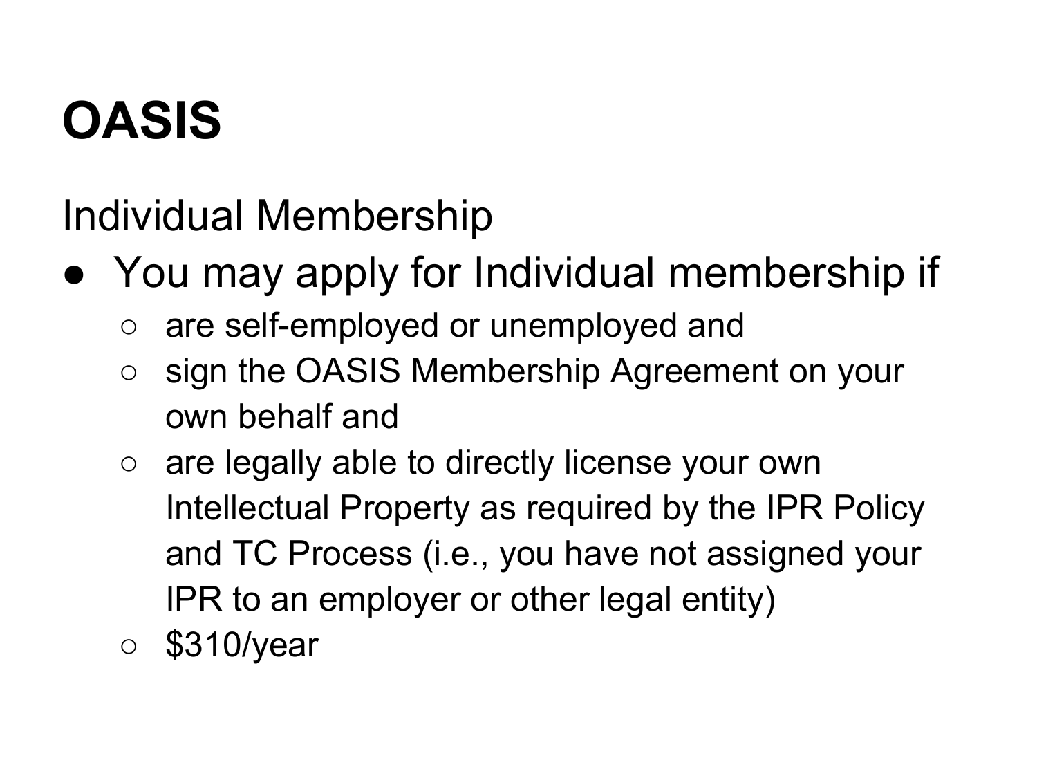# OASIS

Individual Membership

- You may apply for Individual membership if
  - are self-employed or unemployed and
  - sign the OASIS Membership Agreement on your own behalf and
  - are legally able to directly license your own Intellectual Property as required by the IPR Policy and TC Process (i.e., you have not assigned your IPR to an employer or other legal entity)
  - $310/year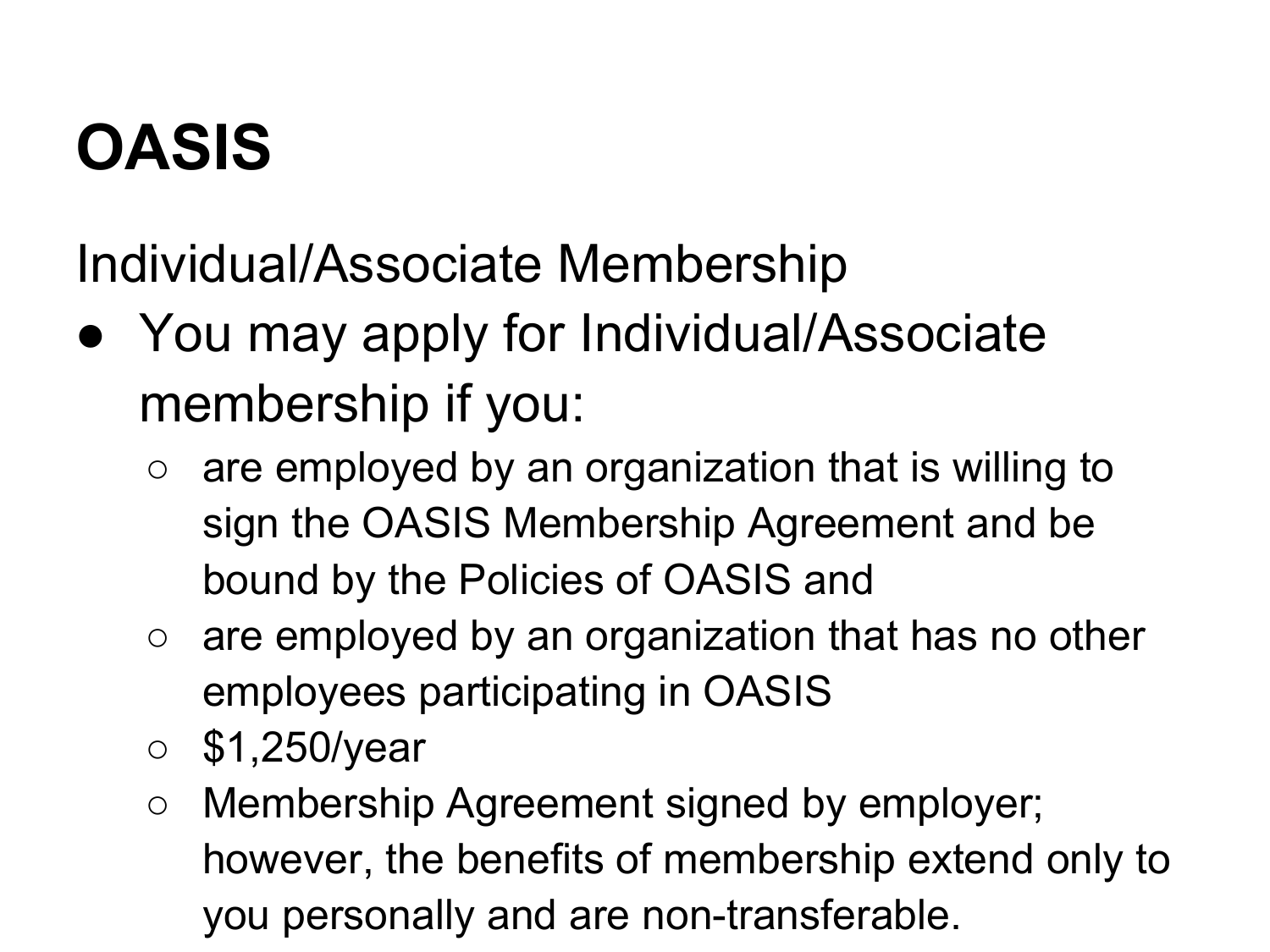# OASIS

Individual/Associate Membership

- You may apply for Individual/Associate membership if you:
  - are employed by an organization that is willing to sign the OASIS Membership Agreement and be bound by the Policies of OASIS and
  - are employed by an organization that has no other employees participating in OASIS
  - $1,250/year
  - Membership Agreement signed by employer; however, the benefits of membership extend only to you personally and are non-transferable.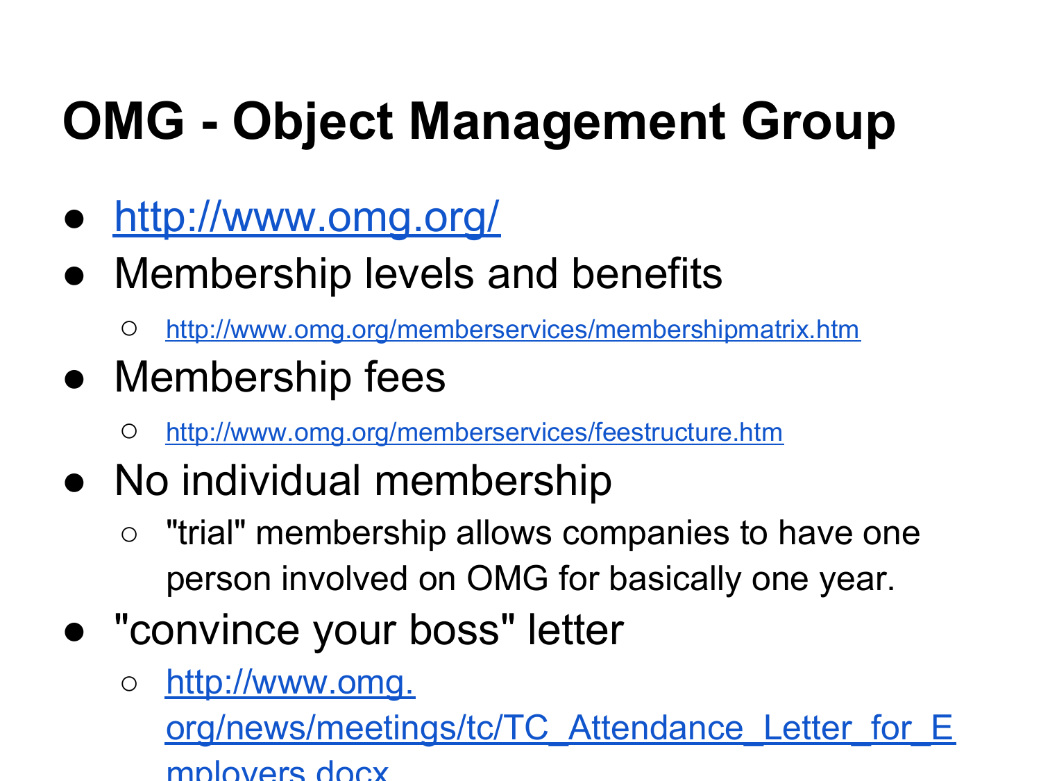# OMG - Object Management Group

- http://www.omg.org/
- Membership levels and benefits
  - http://www.omg.org/memberservices/membershipmatrix.htm
- Membership fees
  - http://www.omg.org/memberservices/feestructure.htm
- No individual membership
  - "trial" membership allows companies to have one person involved on OMG for basically one year.
- "convince your boss" letter
  - http://www.omg.org/news/meetings/tc/TC_Attendance_Letter_for_Employers.docx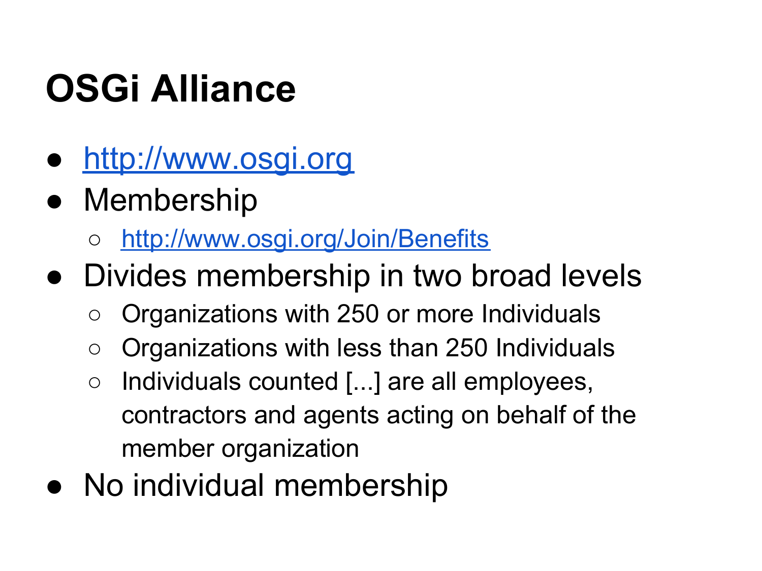# OSGi Alliance

- http://www.osgi.org
- Membership
  - http://www.osgi.org/Join/Benefits
- Divides membership in two broad levels
  - Organizations with 250 or more Individuals
  - Organizations with less than 250 Individuals
  - Individuals counted [...] are all employees, contractors and agents acting on behalf of the member organization
- No individual membership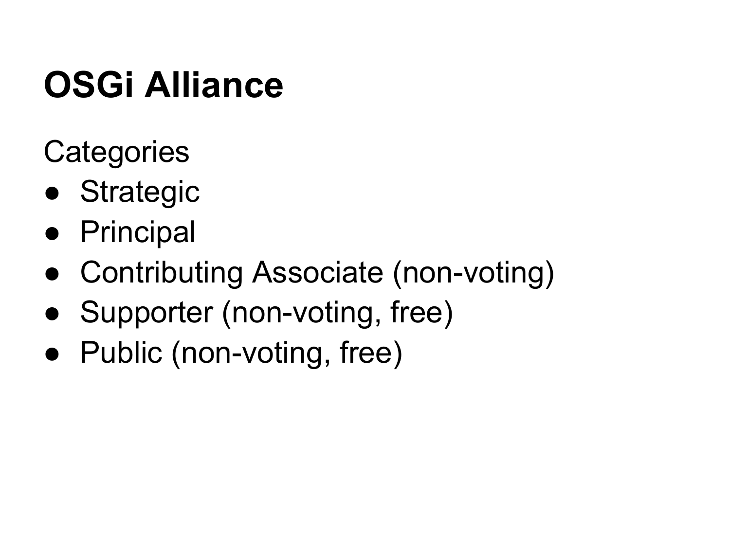# OSGi Alliance

Categories

- Strategic
- Principal
- Contributing Associate (non-voting)
- Supporter (non-voting, free)
- Public (non-voting, free)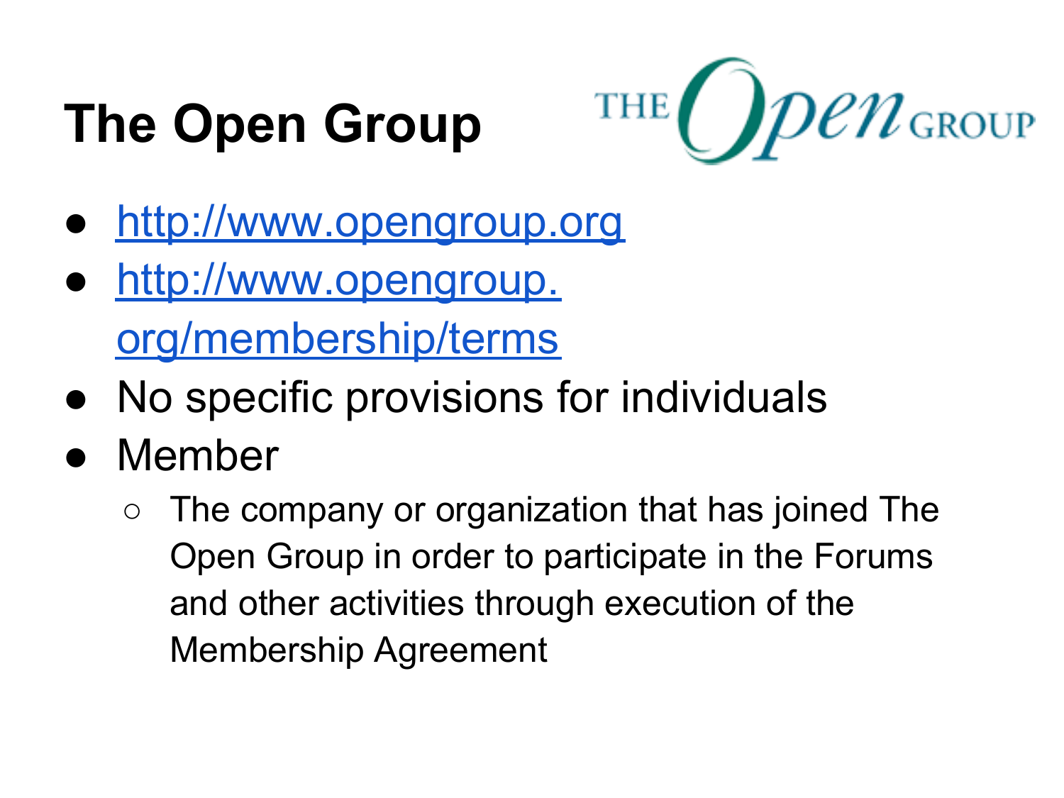# The Open Group

- http://www.opengroup.org
- http://www.opengroup.org/membership/terms
- No specific provisions for individuals
- Member
  - The company or organization that has joined The Open Group in order to participate in the Forums and other activities through execution of the Membership Agreement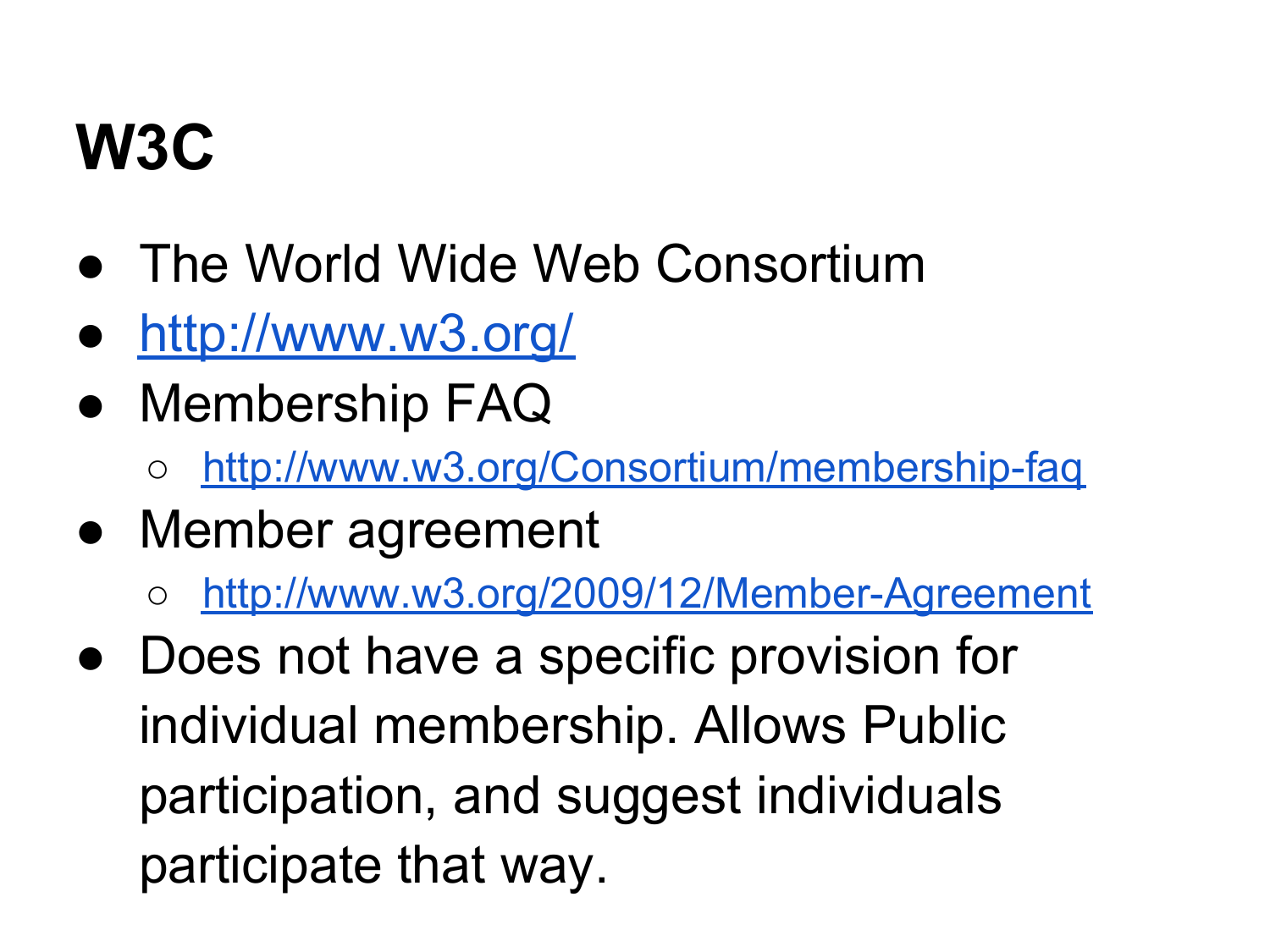# W3C

- The World Wide Web Consortium
- http://www.w3.org/
- Membership FAQ
  - http://www.w3.org/Consortium/membership-faq
- Member agreement
  - http://www.w3.org/2009/12/Member-Agreement
- Does not have a specific provision for individual membership. Allows Public participation, and suggest individuals participate that way.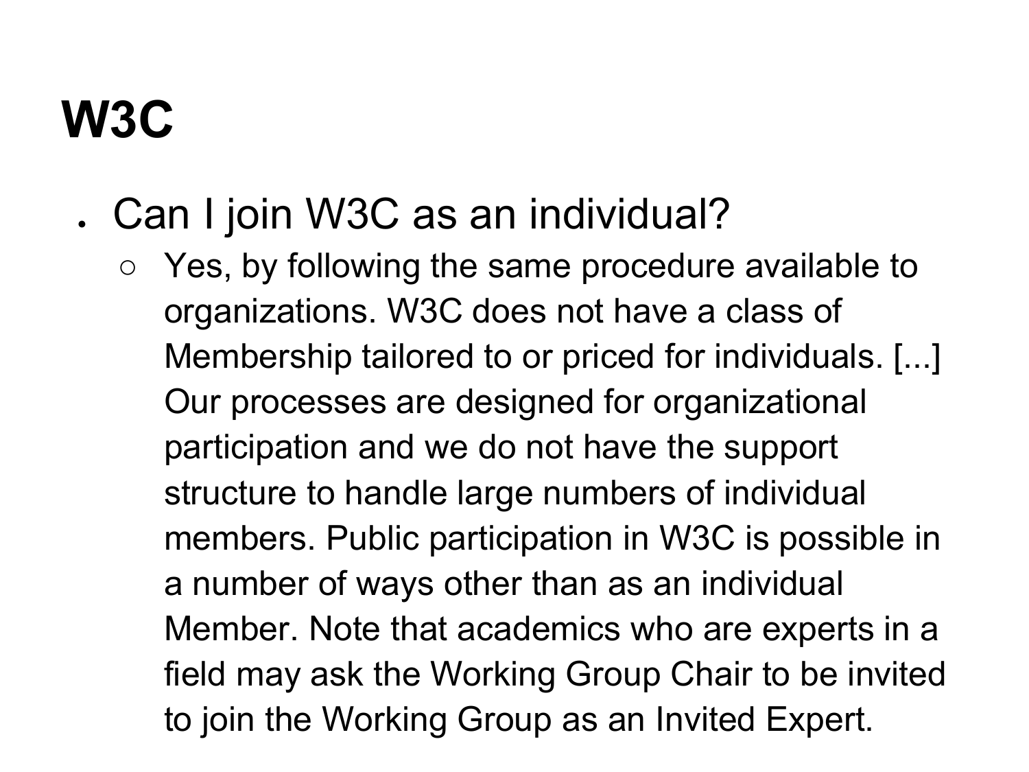# W3C

- Can I join W3C as an individual?
  - Yes, by following the same procedure available to organizations. W3C does not have a class of Membership tailored to or priced for individuals. [...] Our processes are designed for organizational participation and we do not have the support structure to handle large numbers of individual members. Public participation in W3C is possible in a number of ways other than as an individual Member. Note that academics who are experts in a field may ask the Working Group Chair to be invited to join the Working Group as an Invited Expert.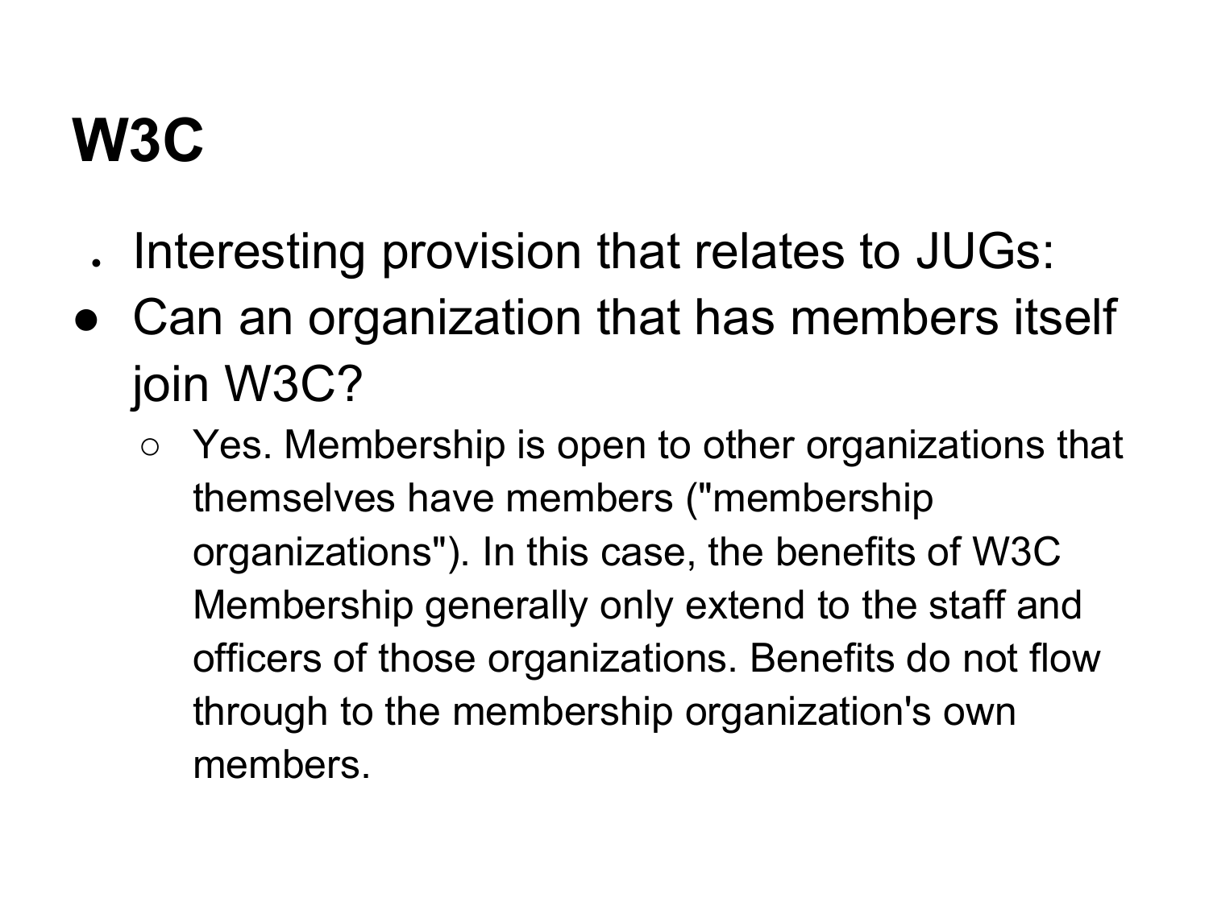# W3C

- Interesting provision that relates to JUGs:
- Can an organization that has members itself join W3C?
  - Yes. Membership is open to other organizations that themselves have members ("membership organizations"). In this case, the benefits of W3C Membership generally only extend to the staff and officers of those organizations. Benefits do not flow through to the membership organization's own members.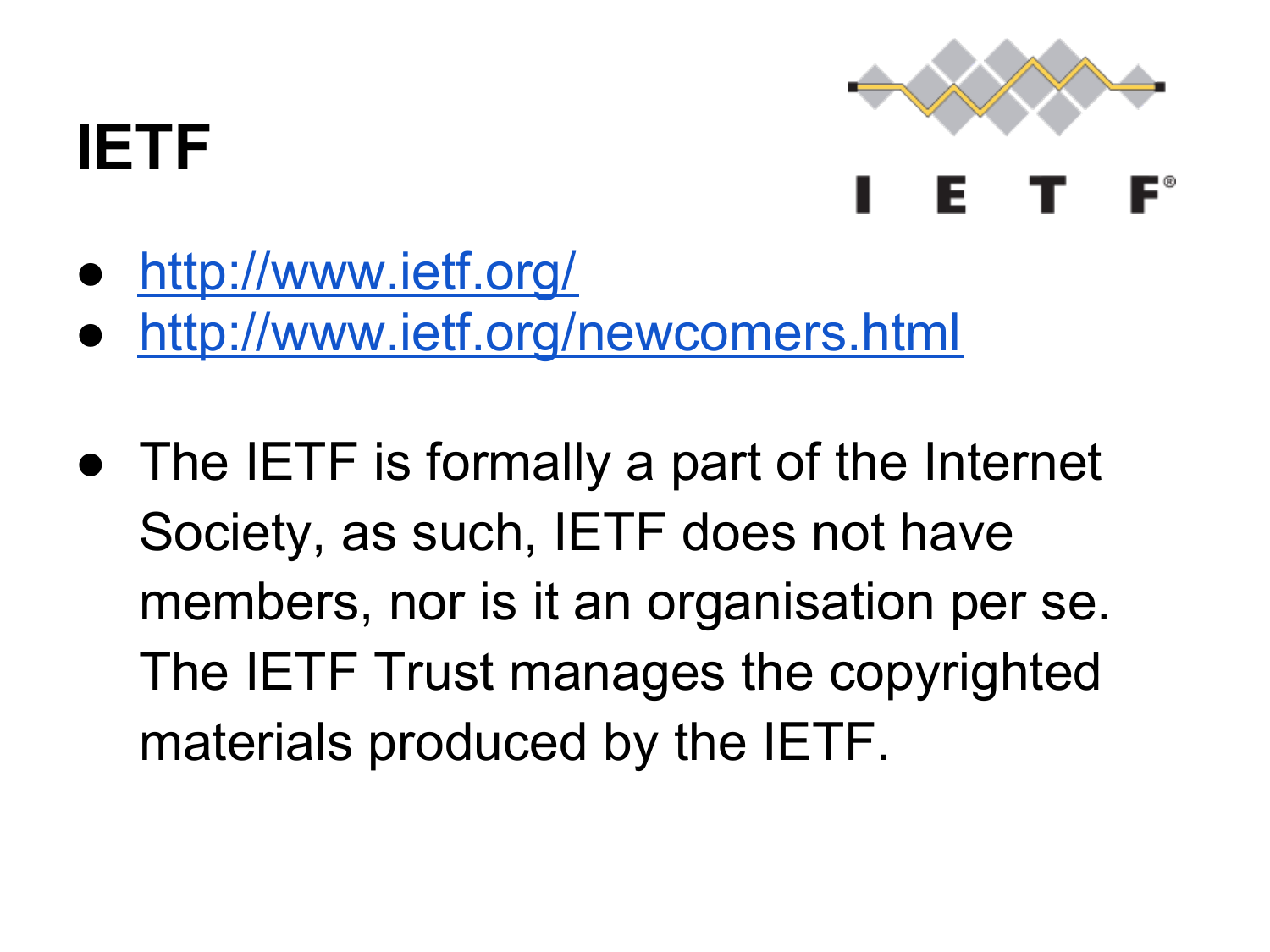# IETF

- http://www.ietf.org/
- http://www.ietf.org/newcomers.html

- The IETF is formally a part of the Internet Society, as such, IETF does not have members, nor is it an organisation per se. The IETF Trust manages the copyrighted materials produced by the IETF.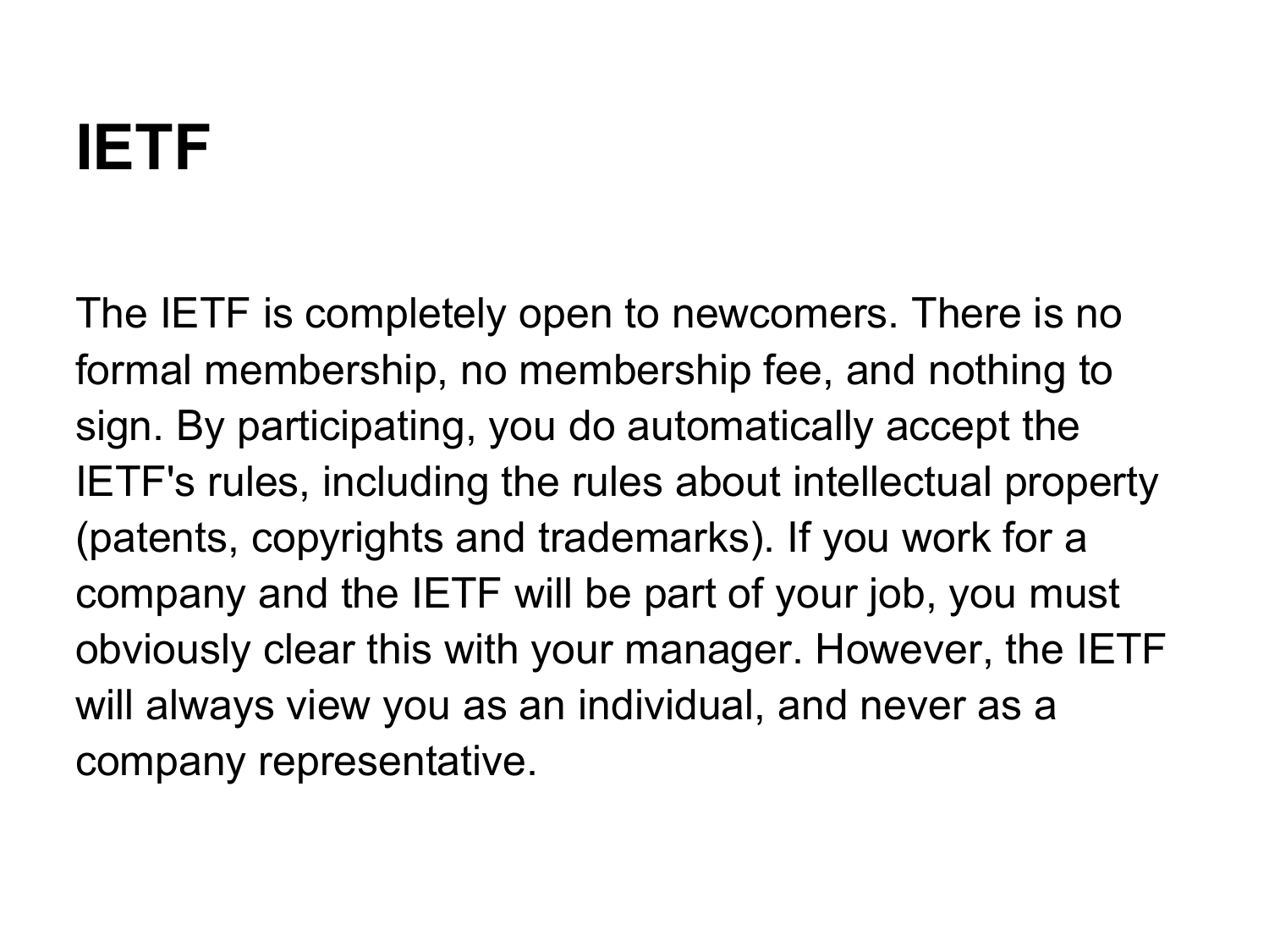# IETF

The IETF is completely open to newcomers. There is no formal membership, no membership fee, and nothing to sign. By participating, you do automatically accept the IETF's rules, including the rules about intellectual property (patents, copyrights and trademarks). If you work for a company and the IETF will be part of your job, you must obviously clear this with your manager. However, the IETF will always view you as an individual, and never as a company representative.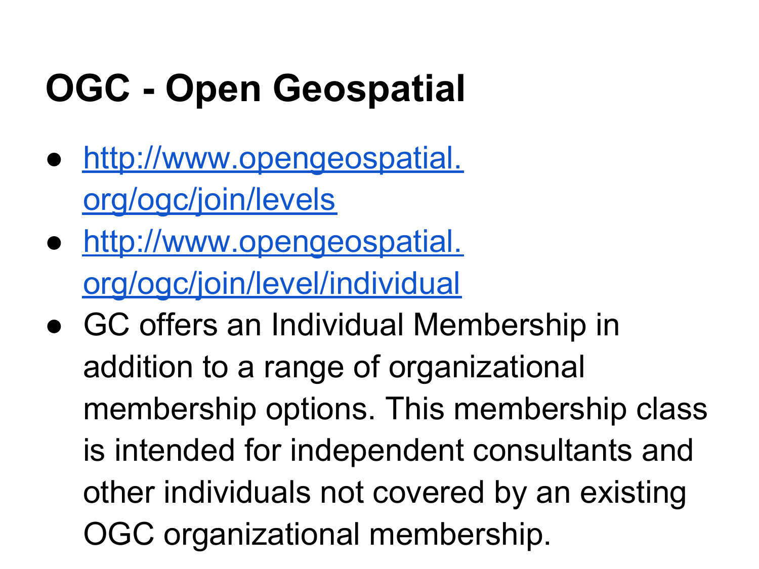# OGC - Open Geospatial

- http://www.opengeospatial.org/ogc/join/levels
- http://www.opengeospatial.org/ogc/join/level/individual
- GC offers an Individual Membership in addition to a range of organizational membership options. This membership class is intended for independent consultants and other individuals not covered by an existing OGC organizational membership.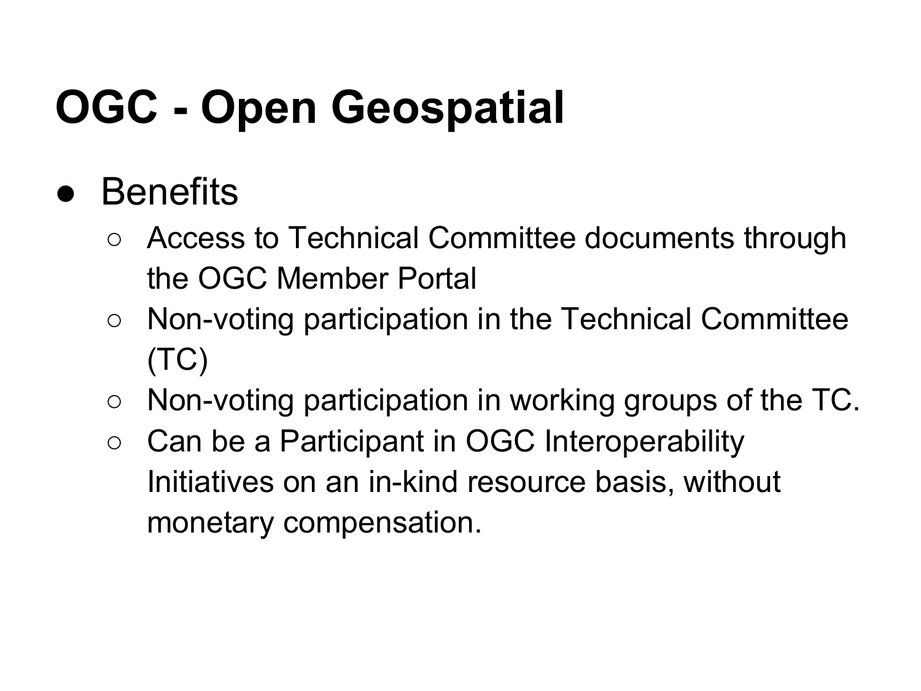# OGC - Open Geospatial

- Benefits
  - Access to Technical Committee documents through the OGC Member Portal
  - Non-voting participation in the Technical Committee (TC)
  - Non-voting participation in working groups of the TC.
  - Can be a Participant in OGC Interoperability Initiatives on an in-kind resource basis, without monetary compensation.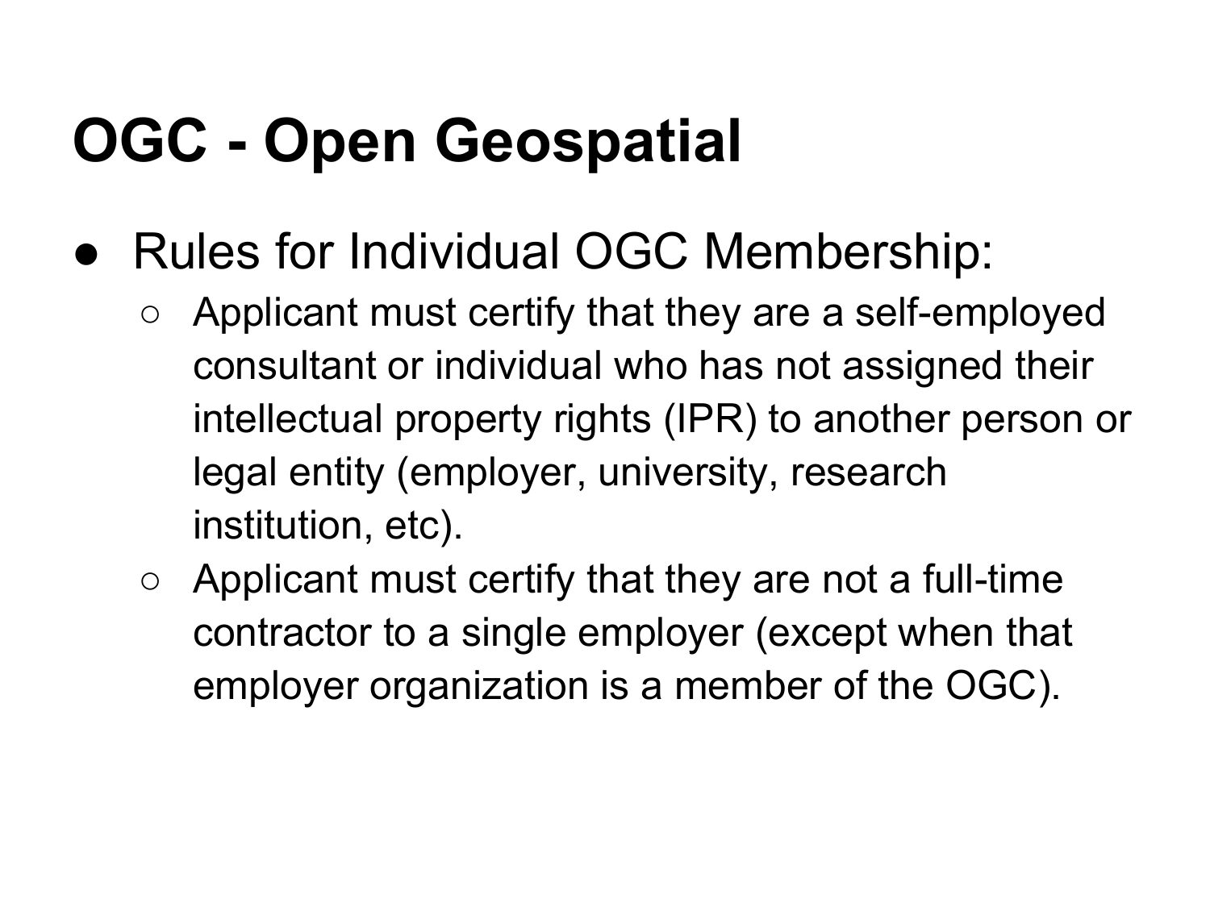# OGC - Open Geospatial

- Rules for Individual OGC Membership:
  - Applicant must certify that they are a self-employed consultant or individual who has not assigned their intellectual property rights (IPR) to another person or legal entity (employer, university, research institution, etc).
  - Applicant must certify that they are not a full-time contractor to a single employer (except when that employer organization is a member of the OGC).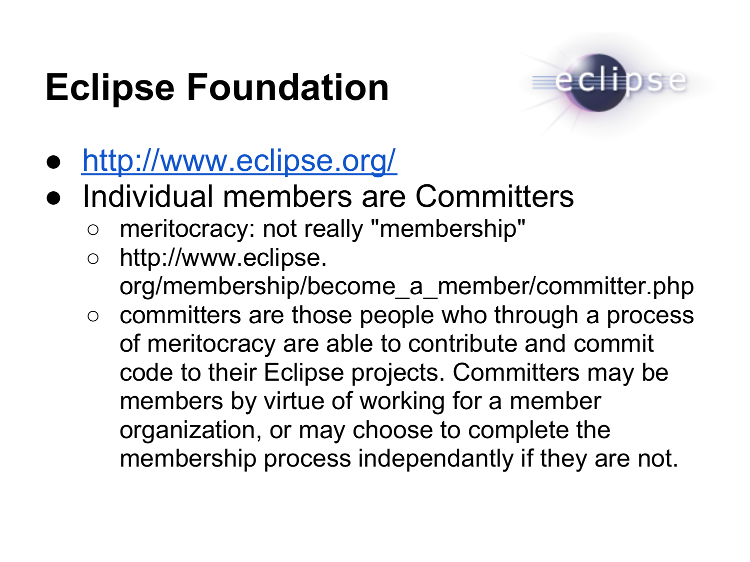# Eclipse Foundation

- http://www.eclipse.org/
- Individual members are Committers
  - meritocracy: not really "membership"
  - http://www.eclipse.org/membership/become_a_member/committer.php
  - committers are those people who through a process of meritocracy are able to contribute and commit code to their Eclipse projects. Committers may be members by virtue of working for a member organization, or may choose to complete the membership process independantly if they are not.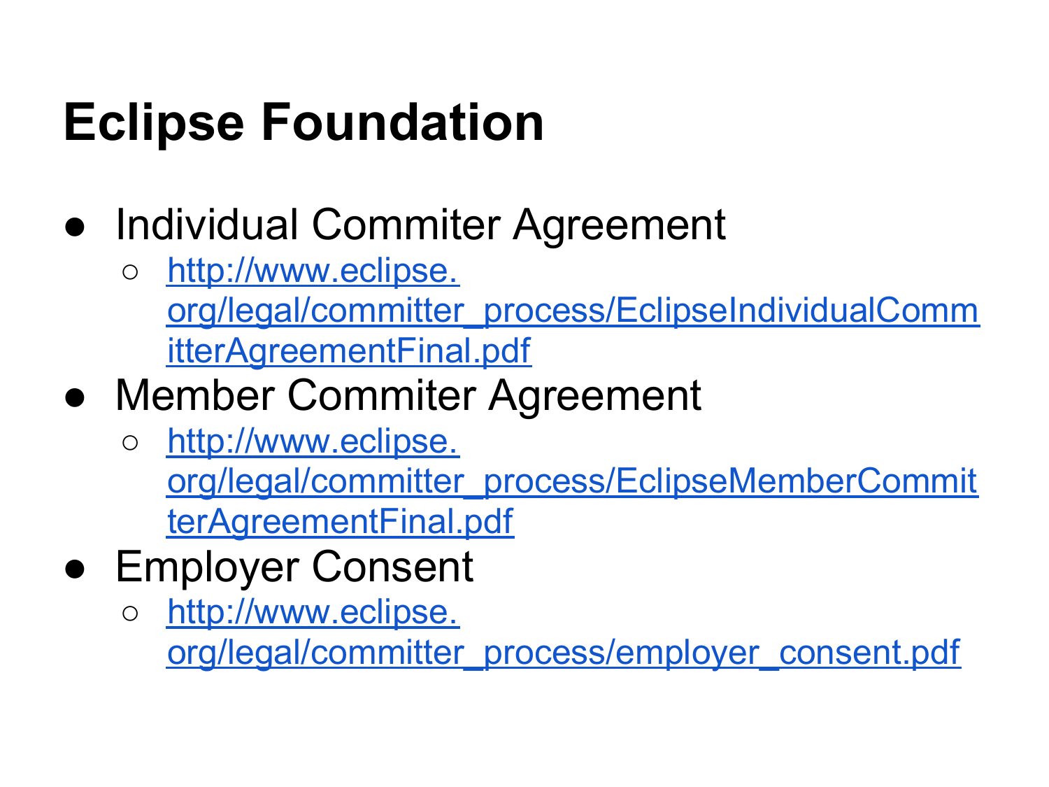# Eclipse Foundation

- Individual Commiter Agreement
  - http://www.eclipse.org/legal/committer_process/EclipseIndividualCommitterAgreementFinal.pdf
- Member Commiter Agreement
  - http://www.eclipse.org/legal/committer_process/EclipseMemberCommitterAgreementFinal.pdf
- Employer Consent
  - http://www.eclipse.org/legal/committer_process/employer_consent.pdf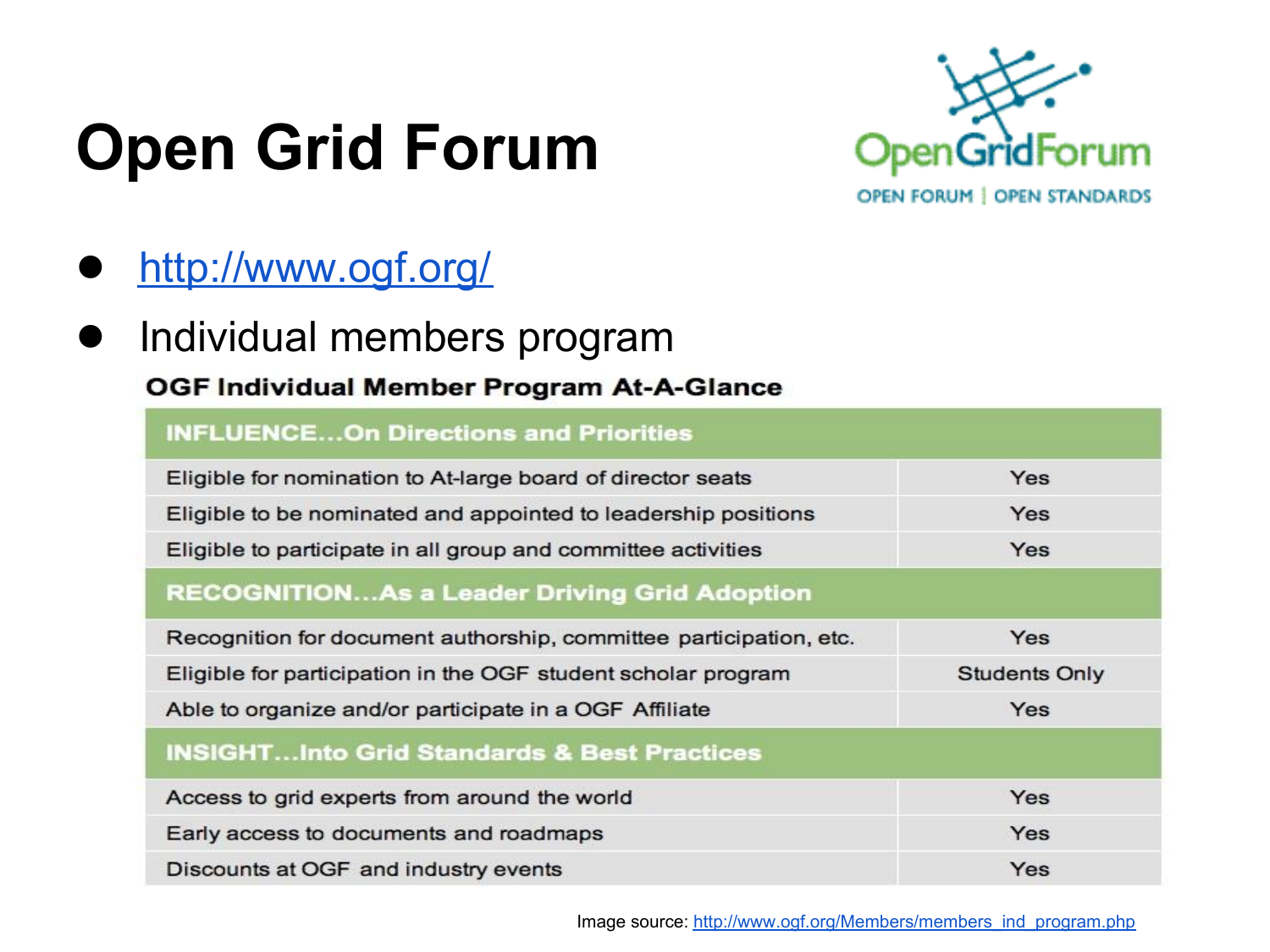# Open Grid Forum

- http://www.ogf.org/
- Individual members program

**OGF Individual Member Program At-A-Glance**

| | |
|---|---|
| **INFLUENCE…On Directions and Priorities** | |
| Eligible for nomination to At-large board of director seats | Yes |
| Eligible to be nominated and appointed to leadership positions | Yes |
| Eligible to participate in all group and committee activities | Yes |
| **RECOGNITION…As a Leader Driving Grid Adoption** | |
| Recognition for document authorship, committee participation, etc. | Yes |
| Eligible for participation in the OGF student scholar program | Students Only |
| Able to organize and/or participate in a OGF Affiliate | Yes |
| **INSIGHT…Into Grid Standards & Best Practices** | |
| Access to grid experts from around the world | Yes |
| Early access to documents and roadmaps | Yes |
| Discounts at OGF and industry events | Yes |

Image source: http://www.ogf.org/Members/members_ind_program.php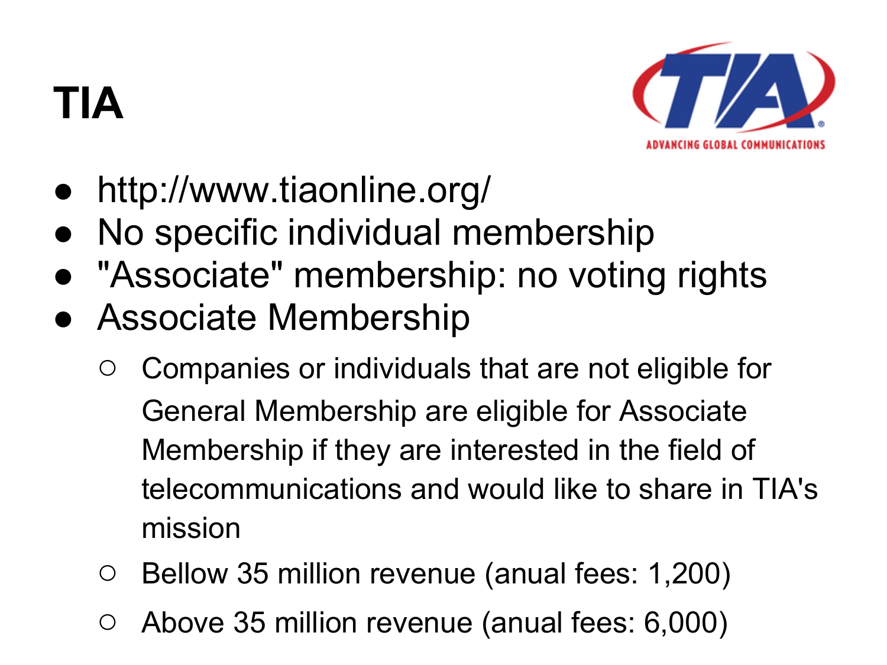# TIA

- http://www.tiaonline.org/
- No specific individual membership
- "Associate" membership: no voting rights
- Associate Membership
  - Companies or individuals that are not eligible for General Membership are eligible for Associate Membership if they are interested in the field of telecommunications and would like to share in TIA's mission
  - Bellow 35 million revenue (anual fees: 1,200)
  - Above 35 million revenue (anual fees: 6,000)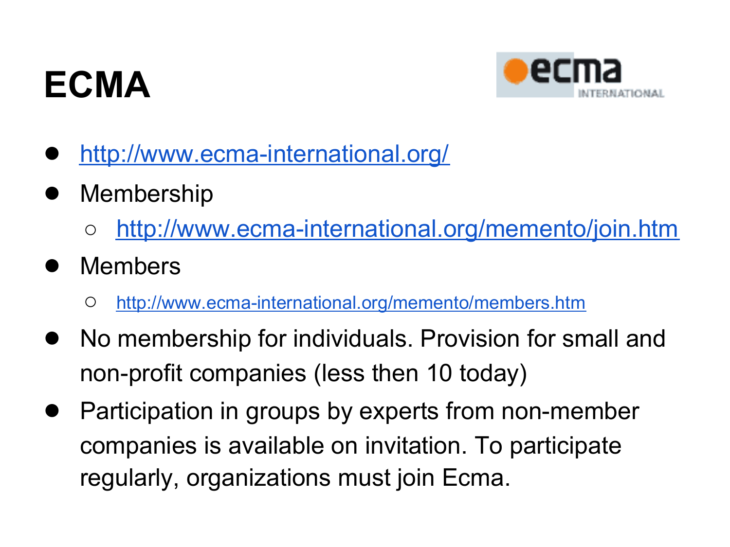# ECMA

- http://www.ecma-international.org/
- Membership
  - http://www.ecma-international.org/memento/join.htm
- Members
  - http://www.ecma-international.org/memento/members.htm
- No membership for individuals. Provision for small and non-profit companies (less then 10 today)
- Participation in groups by experts from non-member companies is available on invitation. To participate regularly, organizations must join Ecma.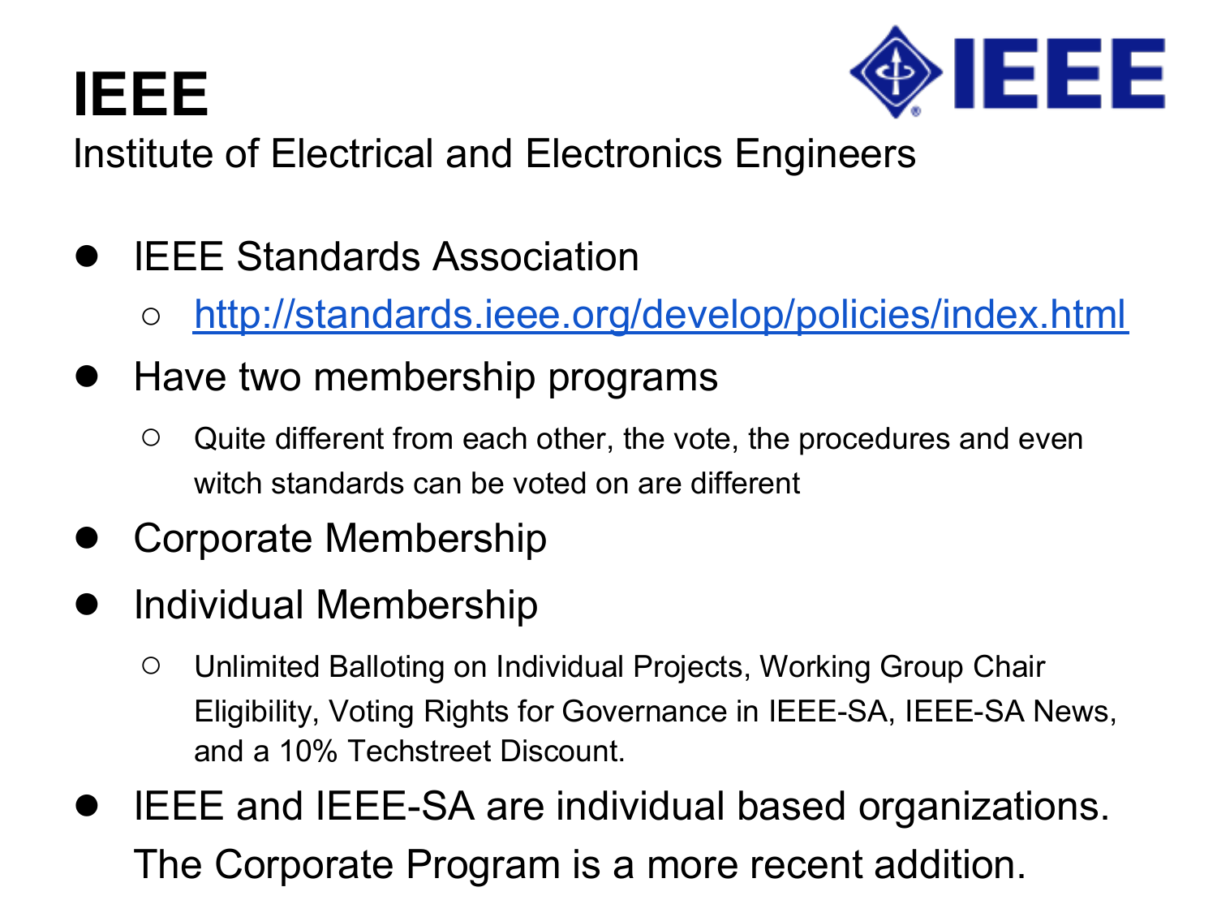# IEEE

Institute of Electrical and Electronics Engineers

- IEEE Standards Association
  - [http://standards.ieee.org/develop/policies/index.html](http://standards.ieee.org/develop/policies/index.html)
- Have two membership programs
  - Quite different from each other, the vote, the procedures and even witch standards can be voted on are different
- Corporate Membership
- Individual Membership
  - Unlimited Balloting on Individual Projects, Working Group Chair Eligibility, Voting Rights for Governance in IEEE-SA, IEEE-SA News, and a 10% Techstreet Discount.
- IEEE and IEEE-SA are individual based organizations. The Corporate Program is a more recent addition.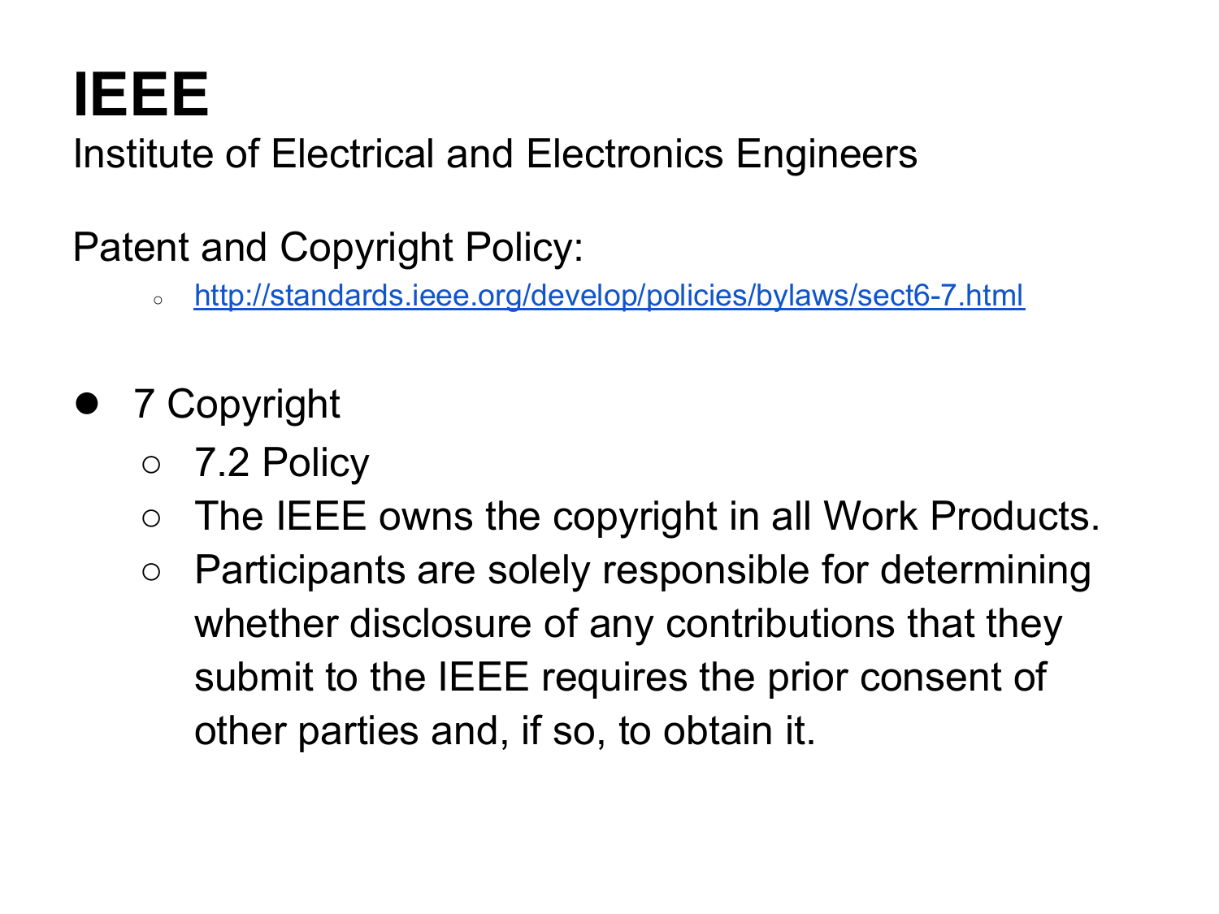# IEEE

Institute of Electrical and Electronics Engineers

Patent and Copyright Policy:

- http://standards.ieee.org/develop/policies/bylaws/sect6-7.html

- 7 Copyright
  - 7.2 Policy
  - The IEEE owns the copyright in all Work Products.
  - Participants are solely responsible for determining whether disclosure of any contributions that they submit to the IEEE requires the prior consent of other parties and, if so, to obtain it.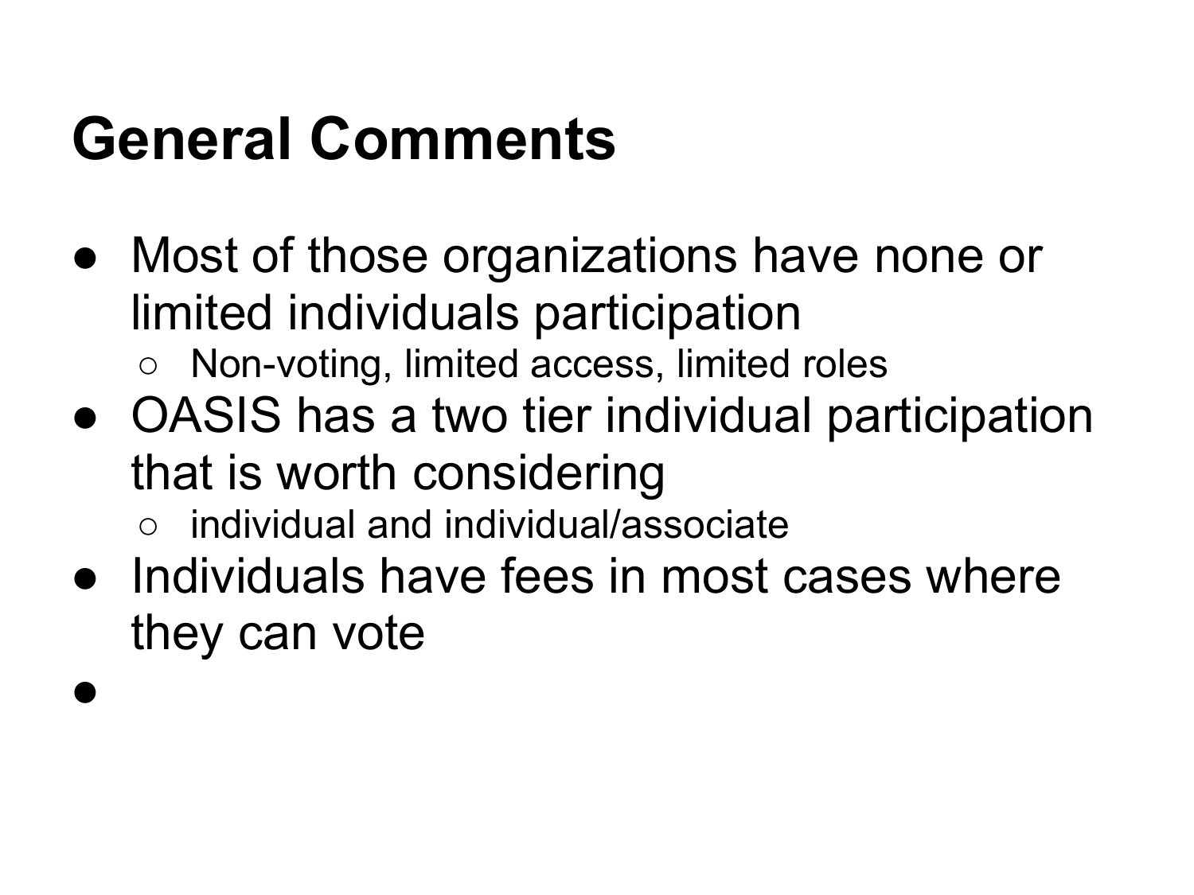# General Comments

- Most of those organizations have none or limited individuals participation
    - Non-voting, limited access, limited roles
- OASIS has a two tier individual participation that is worth considering
    - individual and individual/associate
- Individuals have fees in most cases where they can vote